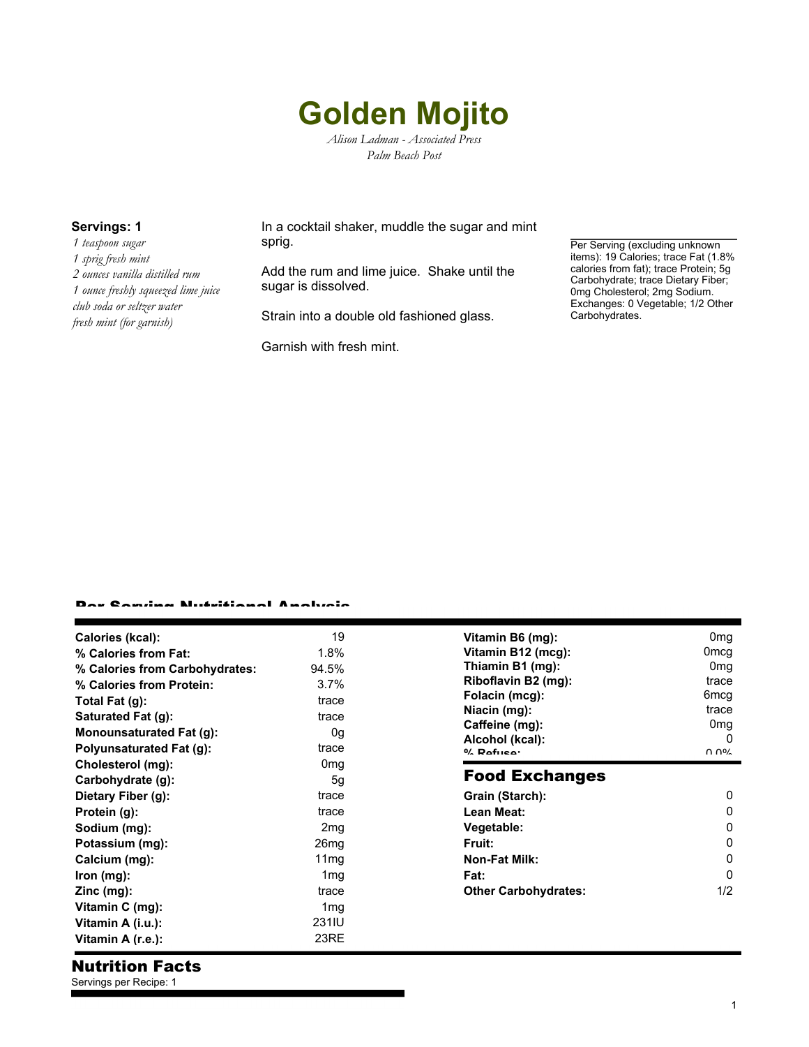# Golden Mojito

*Alison Ladman - Associated Press*
*Palm Beach Post*

**Servings: 1**

*1 teaspoon sugar*
*1 sprig fresh mint*
*2 ounces vanilla distilled rum*
*1 ounce freshly squeezed lime juice*
*club soda or seltzer water*
*fresh mint (for garnish)*

In a cocktail shaker, muddle the sugar and mint sprig.

Add the rum and lime juice. Shake until the sugar is dissolved.

Strain into a double old fashioned glass.

Garnish with fresh mint.

Per Serving (excluding unknown items): 19 Calories; trace Fat (1.8% calories from fat); trace Protein; 5g Carbohydrate; trace Dietary Fiber; 0mg Cholesterol; 2mg Sodium. Exchanges: 0 Vegetable; 1/2 Other Carbohydrates.

## Per Serving Nutritional Analysis

| | | | |
|---|---|---|---|
| **Calories (kcal):** | 19 | **Vitamin B6 (mg):** | 0mg |
| **% Calories from Fat:** | 1.8% | **Vitamin B12 (mcg):** | 0mcg |
| **% Calories from Carbohydrates:** | 94.5% | **Thiamin B1 (mg):** | 0mg |
| **% Calories from Protein:** | 3.7% | **Riboflavin B2 (mg):** | trace |
| **Total Fat (g):** | trace | **Folacin (mcg):** | 6mcg |
| **Saturated Fat (g):** | trace | **Niacin (mg):** | trace |
| **Monounsaturated Fat (g):** | 0g | **Caffeine (mg):** | 0mg |
| **Polyunsaturated Fat (g):** | trace | **Alcohol (kcal):** | 0 |
| **Cholesterol (mg):** | 0mg | **% Refuse:** | 0.0% |
| **Carbohydrate (g):** | 5g | | |
| **Dietary Fiber (g):** | trace | | |
| **Protein (g):** | trace | | |
| **Sodium (mg):** | 2mg | | |
| **Potassium (mg):** | 26mg | | |
| **Calcium (mg):** | 11mg | | |
| **Iron (mg):** | 1mg | | |
| **Zinc (mg):** | trace | | |
| **Vitamin C (mg):** | 1mg | | |
| **Vitamin A (i.u.):** | 231IU | | |
| **Vitamin A (r.e.):** | 23RE | | |

## Food Exchanges

| | |
|---|---|
| **Grain (Starch):** | 0 |
| **Lean Meat:** | 0 |
| **Vegetable:** | 0 |
| **Fruit:** | 0 |
| **Non-Fat Milk:** | 0 |
| **Fat:** | 0 |
| **Other Carbohydrates:** | 1/2 |

## Nutrition Facts

Servings per Recipe: 1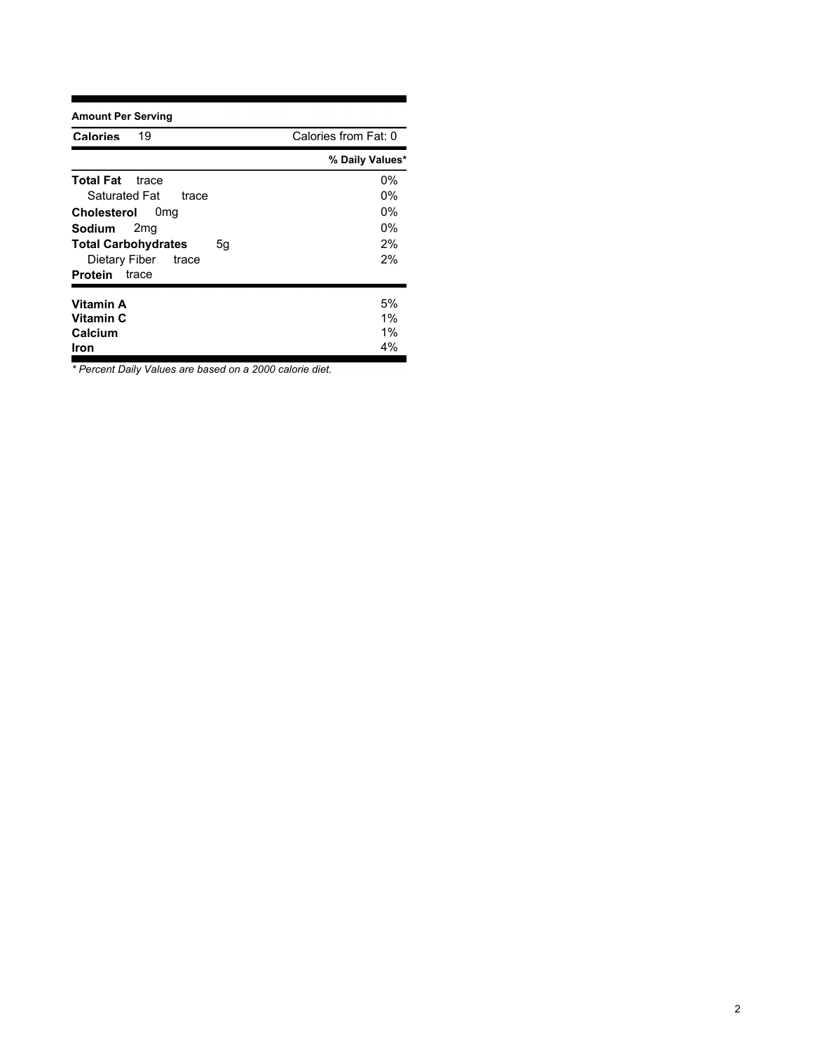**Amount Per Serving**

| | |
|---|---|
| **Calories** 19 | Calories from Fat: 0 |
| | **% Daily Values*** |
| **Total Fat** trace | 0% |
| Saturated Fat trace | 0% |
| **Cholesterol** 0mg | 0% |
| **Sodium** 2mg | 0% |
| **Total Carbohydrates** 5g | 2% |
| Dietary Fiber trace | 2% |
| **Protein** trace | |
| **Vitamin A** | 5% |
| **Vitamin C** | 1% |
| **Calcium** | 1% |
| **Iron** | 4% |

*\* Percent Daily Values are based on a 2000 calorie diet.*